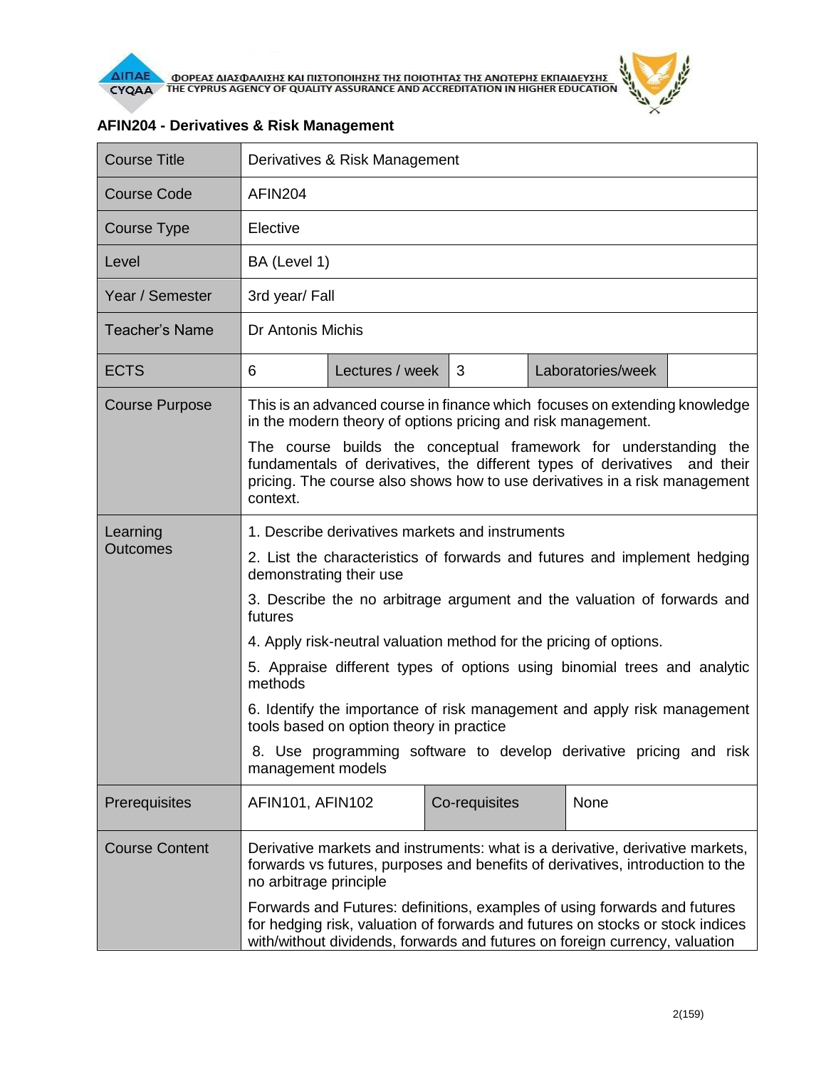ΦΟΡΕΑΣ ΔΙΑΣΦΑΛΙΣΗΣ ΚΑΙ ΠΙΣΤΟΠΟΙΗΣΗΣ ΤΗΣ ΠΟΙΟΤΗΤΑΣ ΤΗΣ ΑΝΩΤΕΡΗΣ ΕΚΠΑΙΔΕΥΣΗΣ
THE CYPRUS AGENCY OF QUALITY ASSURANCE AND ACCREDITATION IN HIGHER EDUCATION

## AFIN204 - Derivatives & Risk Management

| Course Title | Derivatives & Risk Management | | | | |
|---|---|---|---|---|---|
| Course Code | AFIN204 | | | | |
| Course Type | Elective | | | | |
| Level | BA (Level 1) | | | | |
| Year / Semester | 3rd year/ Fall | | | | |
| Teacher's Name | Dr Antonis Michis | | | | |
| ECTS | 6 | Lectures / week | 3 | Laboratories/week | |
| Course Purpose | This is an advanced course in finance which focuses on extending knowledge in the modern theory of options pricing and risk management.<br>The course builds the conceptual framework for understanding the fundamentals of derivatives, the different types of derivatives and their pricing. The course also shows how to use derivatives in a risk management context. | | | | |
| Learning Outcomes | 1. Describe derivatives markets and instruments<br>2. List the characteristics of forwards and futures and implement hedging demonstrating their use<br>3. Describe the no arbitrage argument and the valuation of forwards and futures<br>4. Apply risk-neutral valuation method for the pricing of options.<br>5. Appraise different types of options using binomial trees and analytic methods<br>6. Identify the importance of risk management and apply risk management tools based on option theory in practice<br>8. Use programming software to develop derivative pricing and risk management models | | | | |
| Prerequisites | AFIN101, AFIN102 | Co-requisites | None | | |
| Course Content | Derivative markets and instruments: what is a derivative, derivative markets, forwards vs futures, purposes and benefits of derivatives, introduction to the no arbitrage principle<br>Forwards and Futures: definitions, examples of using forwards and futures for hedging risk, valuation of forwards and futures on stocks or stock indices with/without dividends, forwards and futures on foreign currency, valuation | | | | |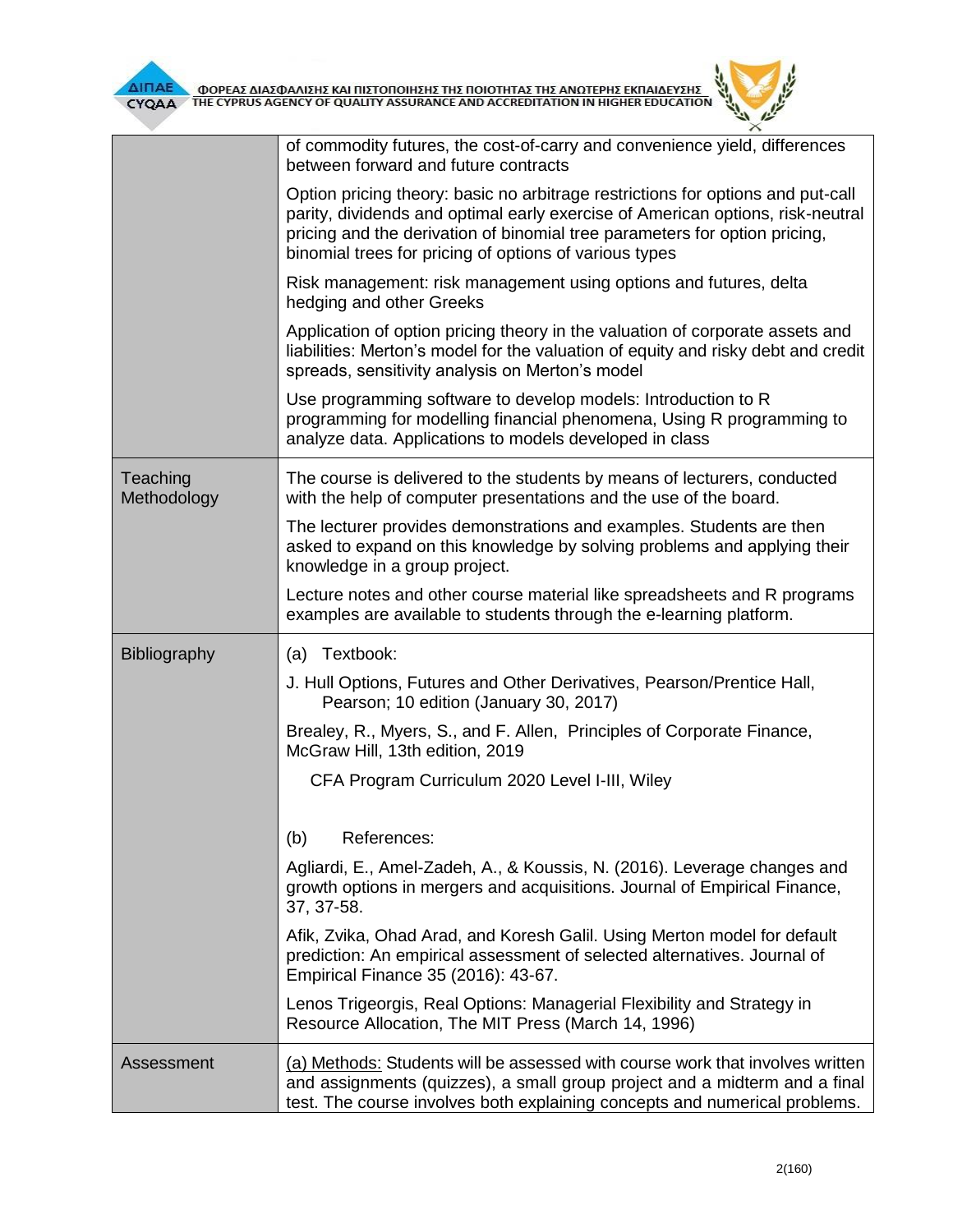| | |
|---|---|
| | of commodity futures, the cost-of-carry and convenience yield, differences between forward and future contracts<br><br>Option pricing theory: basic no arbitrage restrictions for options and put-call parity, dividends and optimal early exercise of American options, risk-neutral pricing and the derivation of binomial tree parameters for option pricing, binomial trees for pricing of options of various types<br><br>Risk management: risk management using options and futures, delta hedging and other Greeks<br><br>Application of option pricing theory in the valuation of corporate assets and liabilities: Merton's model for the valuation of equity and risky debt and credit spreads, sensitivity analysis on Merton's model<br><br>Use programming software to develop models: Introduction to R programming for modelling financial phenomena, Using R programming to analyze data. Applications to models developed in class |
| Teaching Methodology | The course is delivered to the students by means of lecturers, conducted with the help of computer presentations and the use of the board.<br><br>The lecturer provides demonstrations and examples. Students are then asked to expand on this knowledge by solving problems and applying their knowledge in a group project.<br><br>Lecture notes and other course material like spreadsheets and R programs examples are available to students through the e-learning platform. |
| Bibliography | (a) Textbook:<br><br>J. Hull Options, Futures and Other Derivatives, Pearson/Prentice Hall, Pearson; 10 edition (January 30, 2017)<br><br>Brealey, R., Myers, S., and F. Allen, Principles of Corporate Finance, McGraw Hill, 13th edition, 2019<br><br>CFA Program Curriculum 2020 Level I-III, Wiley<br><br>(b) References:<br><br>Agliardi, E., Amel-Zadeh, A., & Koussis, N. (2016). Leverage changes and growth options in mergers and acquisitions. Journal of Empirical Finance, 37, 37-58.<br><br>Afik, Zvika, Ohad Arad, and Koresh Galil. Using Merton model for default prediction: An empirical assessment of selected alternatives. Journal of Empirical Finance 35 (2016): 43-67.<br><br>Lenos Trigeorgis, Real Options: Managerial Flexibility and Strategy in Resource Allocation, The MIT Press (March 14, 1996) |
| Assessment | (a) Methods: Students will be assessed with course work that involves written and assignments (quizzes), a small group project and a midterm and a final test. The course involves both explaining concepts and numerical problems. |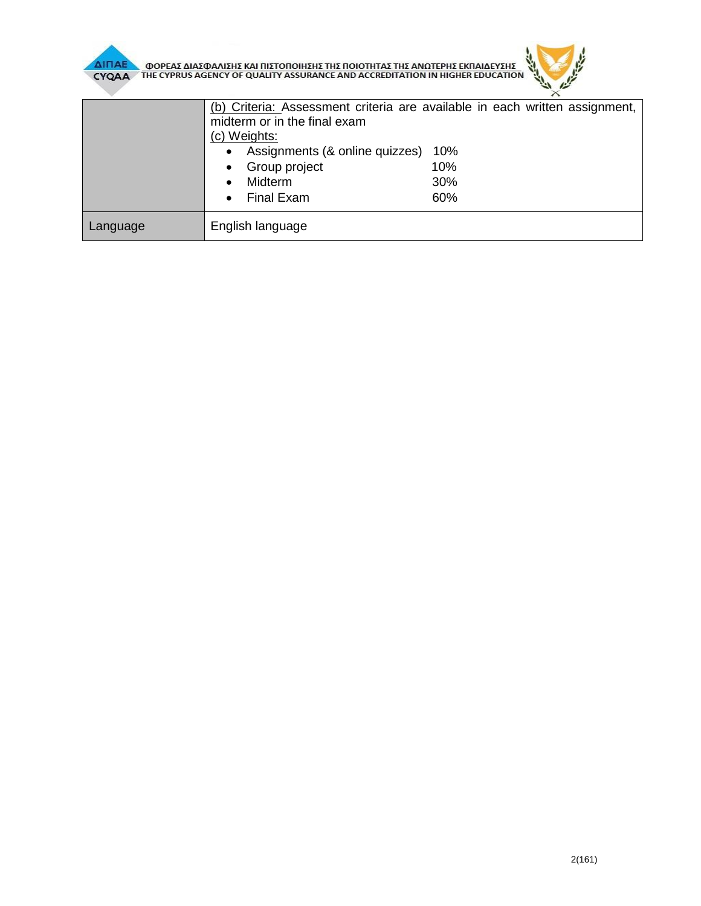| | |
|---|---|
| | (b) Criteria: Assessment criteria are available in each written assignment, midterm or in the final exam<br>(c) Weights:<br>• Assignments (& online quizzes) 10%<br>• Group project 10%<br>• Midterm 30%<br>• Final Exam 60% |
| Language | English language |